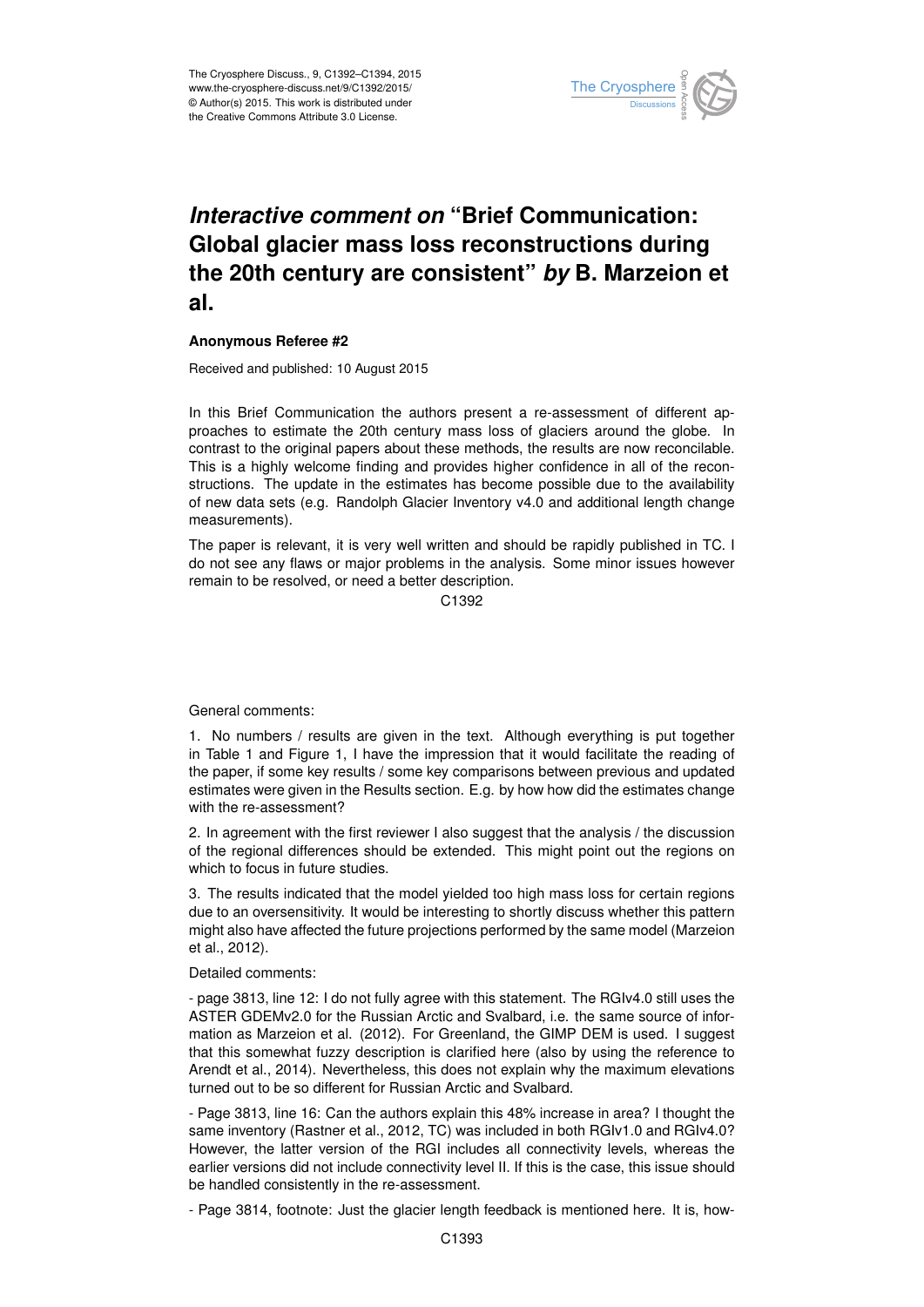# *Interactive comment on* "Brief Communication: Global glacier mass loss reconstructions during the 20th century are consistent" *by* B. Marzeion et al.

**Anonymous Referee #2**

Received and published: 10 August 2015

In this Brief Communication the authors present a re-assessment of different approaches to estimate the 20th century mass loss of glaciers around the globe. In contrast to the original papers about these methods, the results are now reconcilable. This is a highly welcome finding and provides higher confidence in all of the reconstructions. The update in the estimates has become possible due to the availability of new data sets (e.g. Randolph Glacier Inventory v4.0 and additional length change measurements).

The paper is relevant, it is very well written and should be rapidly published in TC. I do not see any flaws or major problems in the analysis. Some minor issues however remain to be resolved, or need a better description.

General comments:

1. No numbers / results are given in the text. Although everything is put together in Table 1 and Figure 1, I have the impression that it would facilitate the reading of the paper, if some key results / some key comparisons between previous and updated estimates were given in the Results section. E.g. by how how did the estimates change with the re-assessment?

2. In agreement with the first reviewer I also suggest that the analysis / the discussion of the regional differences should be extended. This might point out the regions on which to focus in future studies.

3. The results indicated that the model yielded too high mass loss for certain regions due to an oversensitivity. It would be interesting to shortly discuss whether this pattern might also have affected the future projections performed by the same model (Marzeion et al., 2012).

Detailed comments:

- page 3813, line 12: I do not fully agree with this statement. The RGIv4.0 still uses the ASTER GDEMv2.0 for the Russian Arctic and Svalbard, i.e. the same source of information as Marzeion et al. (2012). For Greenland, the GIMP DEM is used. I suggest that this somewhat fuzzy description is clarified here (also by using the reference to Arendt et al., 2014). Nevertheless, this does not explain why the maximum elevations turned out to be so different for Russian Arctic and Svalbard.

- Page 3813, line 16: Can the authors explain this 48% increase in area? I thought the same inventory (Rastner et al., 2012, TC) was included in both RGIv1.0 and RGIv4.0? However, the latter version of the RGI includes all connectivity levels, whereas the earlier versions did not include connectivity level II. If this is the case, this issue should be handled consistently in the re-assessment.

- Page 3814, footnote: Just the glacier length feedback is mentioned here. It is, how-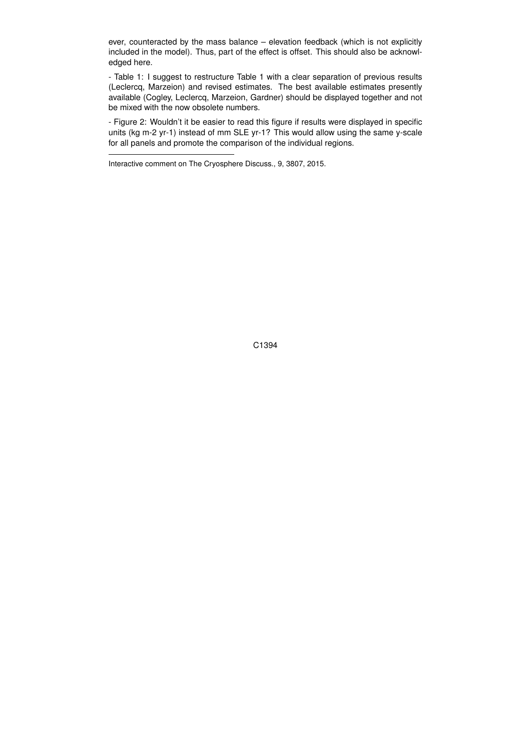ever, counteracted by the mass balance – elevation feedback (which is not explicitly included in the model). Thus, part of the effect is offset. This should also be acknowledged here.

- Table 1: I suggest to restructure Table 1 with a clear separation of previous results (Leclercq, Marzeion) and revised estimates. The best available estimates presently available (Cogley, Leclercq, Marzeion, Gardner) should be displayed together and not be mixed with the now obsolete numbers.

- Figure 2: Wouldn't it be easier to read this figure if results were displayed in specific units (kg m-2 yr-1) instead of mm SLE yr-1? This would allow using the same y-scale for all panels and promote the comparison of the individual regions.

Interactive comment on The Cryosphere Discuss., 9, 3807, 2015.